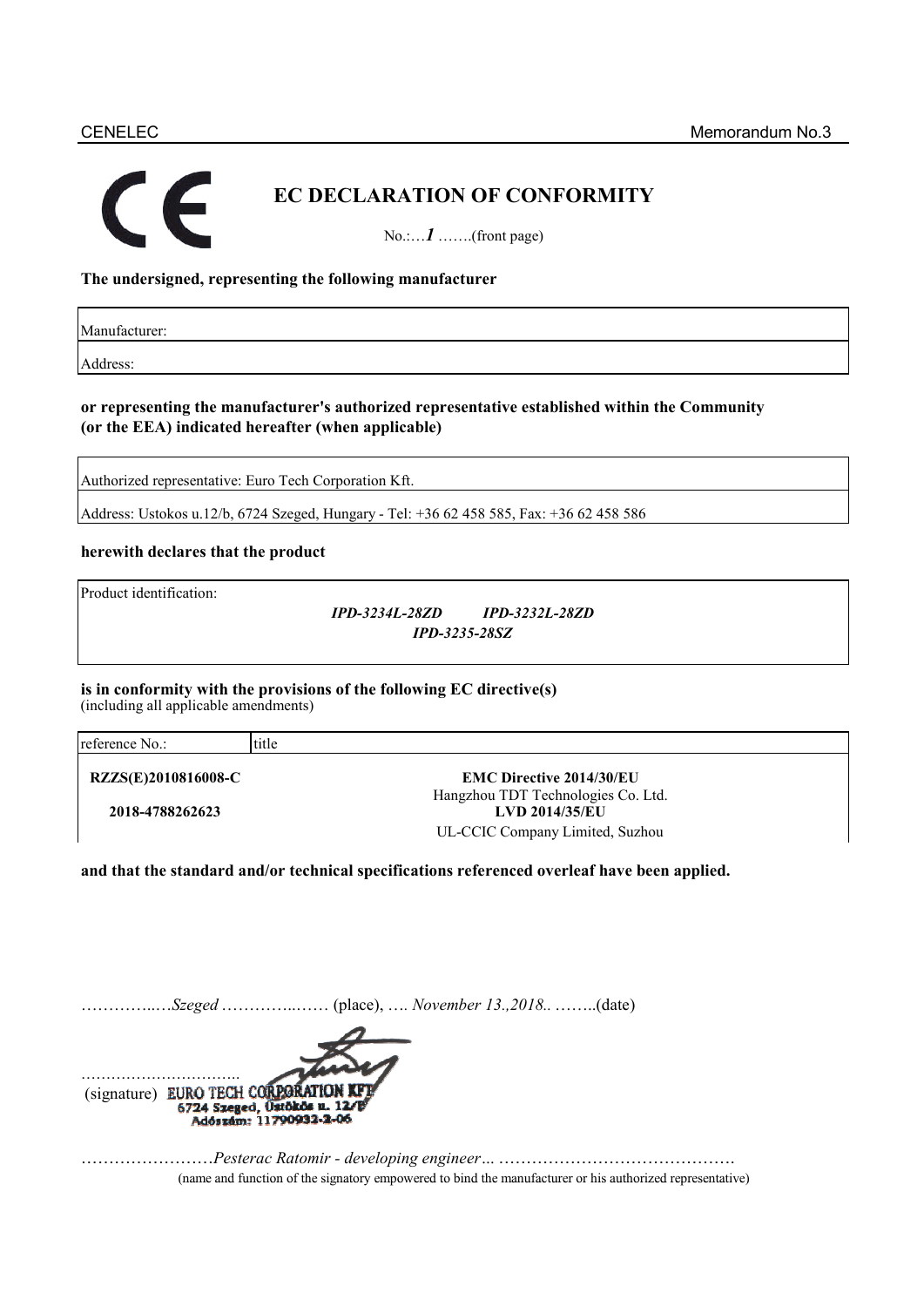CE

# EC DECLARATION OF CONFORMITY

No.:…*1* …….(front page)

**The undersigned, representing the following manufacturer**

| Manufacturer: |
|---|
| Address: |

**or representing the manufacturer's authorized representative established within the Community (or the EEA) indicated hereafter (when applicable)**

| Authorized representative: Euro Tech Corporation Kft. |
|---|
| Address: Ustokos u.12/b, 6724 Szeged, Hungary - Tel: +36 62 458 585, Fax: +36 62 458 586 |

**herewith declares that the product**

| Product identification: |
|---|
| ***IPD-3234L-28ZD*** ***IPD-3232L-28ZD*** ***IPD-3235-28SZ*** |

**is in conformity with the provisions of the following EC directive(s)**
(including all applicable amendments)

| reference No.: | title |
|---|---|
| **RZZS(E)2010816008-C** | **EMC Directive 2014/30/EU** Hangzhou TDT Technologies Co. Ltd. |
| **2018-4788262623** | **LVD 2014/35/EU** UL-CCIC Company Limited, Suzhou |

**and that the standard and/or technical specifications referenced overleaf have been applied.**

…………..…*Szeged* …………..…… (place), …. *November 13.,2018..* ……..(date)

………………………….. (signature) EURO TECH CORPORATION KFT. 6724 Szeged, Ustökös u. 12/B Adószám: 11790932-2-06

……………………*Pesterac Ratomir - developing engineer…* …………………………………….
(name and function of the signatory empowered to bind the manufacturer or his authorized representative)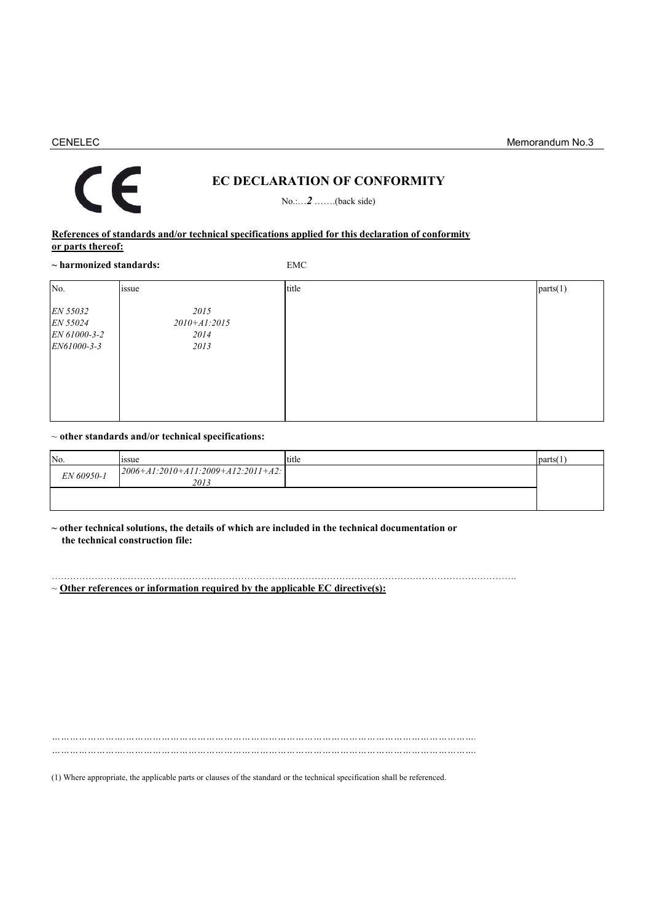CE

# EC DECLARATION OF CONFORMITY

No.:…*2* …….(back side)

**References of standards and/or technical specifications applied for this declaration of conformity or parts thereof:**

**~ harmonized standards:** EMC

| No. | issue | title | parts(1) |
|---|---|---|---|
| *EN 55032* | *2015* | | |
| *EN 55024* | *2010+A1:2015* | | |
| *EN 61000-3-2* | *2014* | | |
| *EN61000-3-3* | *2013* | | |

~ **other standards and/or technical specifications:**

| No. | issue | title | parts(1) |
|---|---|---|---|
| *EN 60950-1* | *2006+A1:2010+A11:2009+A12:2011+A2:2013* | | |
| | | | |

**~ other technical solutions, the details of which are included in the technical documentation or the technical construction file:**

…………………………………………………………………………………………………………………………….

~ **Other references or information required by the applicable EC directive(s):**

…………………………………………………………………………………………………………………….

…………………………………………………………………………………………………………………….

(1) Where appropriate, the applicable parts or clauses of the standard or the technical specification shall be referenced.